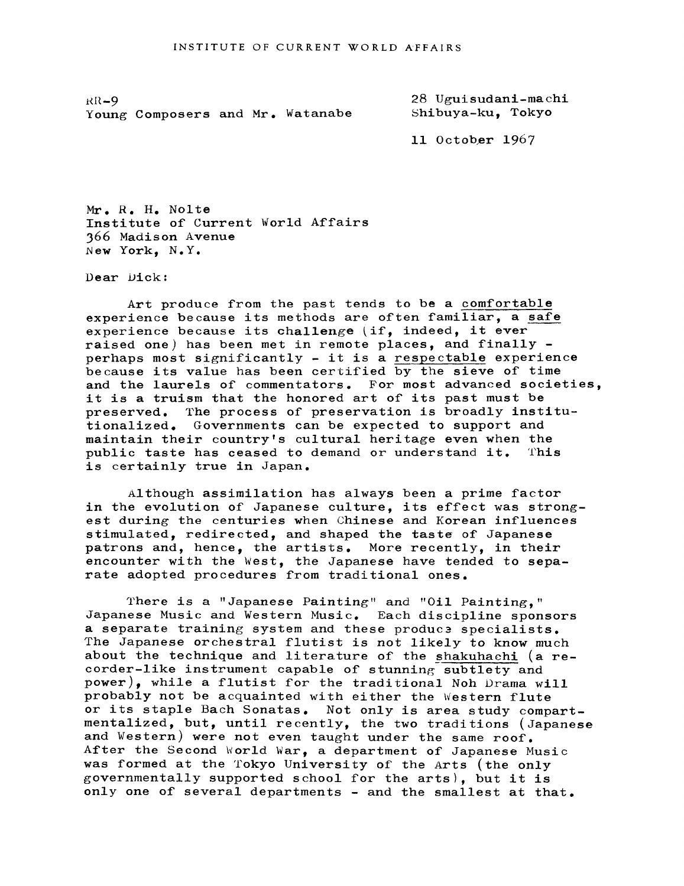INSTITUTE OF CURRENT WORLD AFFAIRS

RR-9
Young Composers and Mr. Watanabe

28 Uguisudani-machi
Shibuya-ku, Tokyo

11 October 1967

Mr. R. H. Nolte
Institute of Current World Affairs
366 Madison Avenue
New York, N.Y.

Dear Dick:

Art produce from the past tends to be a comfortable experience because its methods are often familiar, a safe experience because its challenge (if, indeed, it ever raised one) has been met in remote places, and finally - perhaps most significantly - it is a respectable experience because its value has been certified by the sieve of time and the laurels of commentators. For most advanced societies, it is a truism that the honored art of its past must be preserved. The process of preservation is broadly institutionalized. Governments can be expected to support and maintain their country's cultural heritage even when the public taste has ceased to demand or understand it. This is certainly true in Japan.

Although assimilation has always been a prime factor in the evolution of Japanese culture, its effect was strongest during the centuries when Chinese and Korean influences stimulated, redirected, and shaped the taste of Japanese patrons and, hence, the artists. More recently, in their encounter with the West, the Japanese have tended to separate adopted procedures from traditional ones.

There is a "Japanese Painting" and "Oil Painting," Japanese Music and Western Music. Each discipline sponsors a separate training system and these produce specialists. The Japanese orchestral flutist is not likely to know much about the technique and literature of the shakuhachi (a recorder-like instrument capable of stunning subtlety and power), while a flutist for the traditional Noh Drama will probably not be acquainted with either the Western flute or its staple Bach Sonatas. Not only is area study compartmentalized, but, until recently, the two traditions (Japanese and Western) were not even taught under the same roof. After the Second World War, a department of Japanese Music was formed at the Tokyo University of the Arts (the only governmentally supported school for the arts), but it is only one of several departments - and the smallest at that.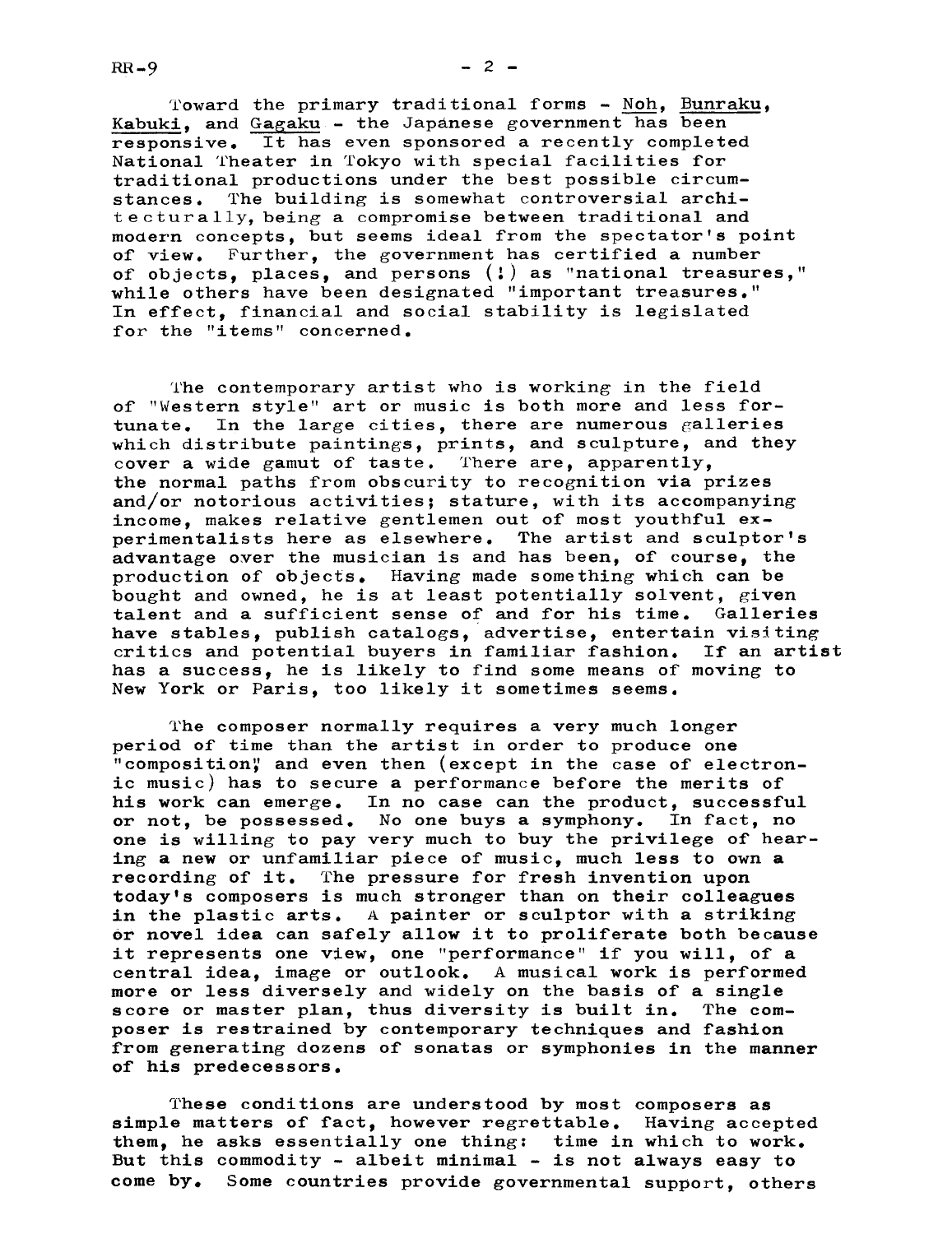Toward the primary traditional forms - Noh, Bunraku, Kabuki, and Gagaku - the Japanese government has been responsive. It has even sponsored a recently completed National Theater in Tokyo with special facilities for traditional productions under the best possible circumstances. The building is somewhat controversial architecturally, being a compromise between traditional and modern concepts, but seems ideal from the spectator's point of view. Further, the government has certified a number of objects, places, and persons (!) as "national treasures," while others have been designated "important treasures." In effect, financial and social stability is legislated for the "items" concerned.

The contemporary artist who is working in the field of "Western style" art or music is both more and less fortunate. In the large cities, there are numerous galleries which distribute paintings, prints, and sculpture, and they cover a wide gamut of taste. There are, apparently, the normal paths from obscurity to recognition via prizes and/or notorious activities; stature, with its accompanying income, makes relative gentlemen out of most youthful experimentalists here as elsewhere. The artist and sculptor's advantage over the musician is and has been, of course, the production of objects. Having made something which can be bought and owned, he is at least potentially solvent, given talent and a sufficient sense of and for his time. Galleries have stables, publish catalogs, advertise, entertain visiting critics and potential buyers in familiar fashion. If an artist has a success, he is likely to find some means of moving to New York or Paris, too likely it sometimes seems.

The composer normally requires a very much longer period of time than the artist in order to produce one "composition," and even then (except in the case of electronic music) has to secure a performance before the merits of his work can emerge. In no case can the product, successful or not, be possessed. No one buys a symphony. In fact, no one is willing to pay very much to buy the privilege of hearing a new or unfamiliar piece of music, much less to own a recording of it. The pressure for fresh invention upon today's composers is much stronger than on their colleagues in the plastic arts. A painter or sculptor with a striking or novel idea can safely allow it to proliferate both because it represents one view, one "performance" if you will, of a central idea, image or outlook. A musical work is performed more or less diversely and widely on the basis of a single score or master plan, thus diversity is built in. The composer is restrained by contemporary techniques and fashion from generating dozens of sonatas or symphonies in the manner of his predecessors.

These conditions are understood by most composers as simple matters of fact, however regrettable. Having accepted them, he asks essentially one thing: time in which to work. But this commodity - albeit minimal - is not always easy to come by. Some countries provide governmental support, others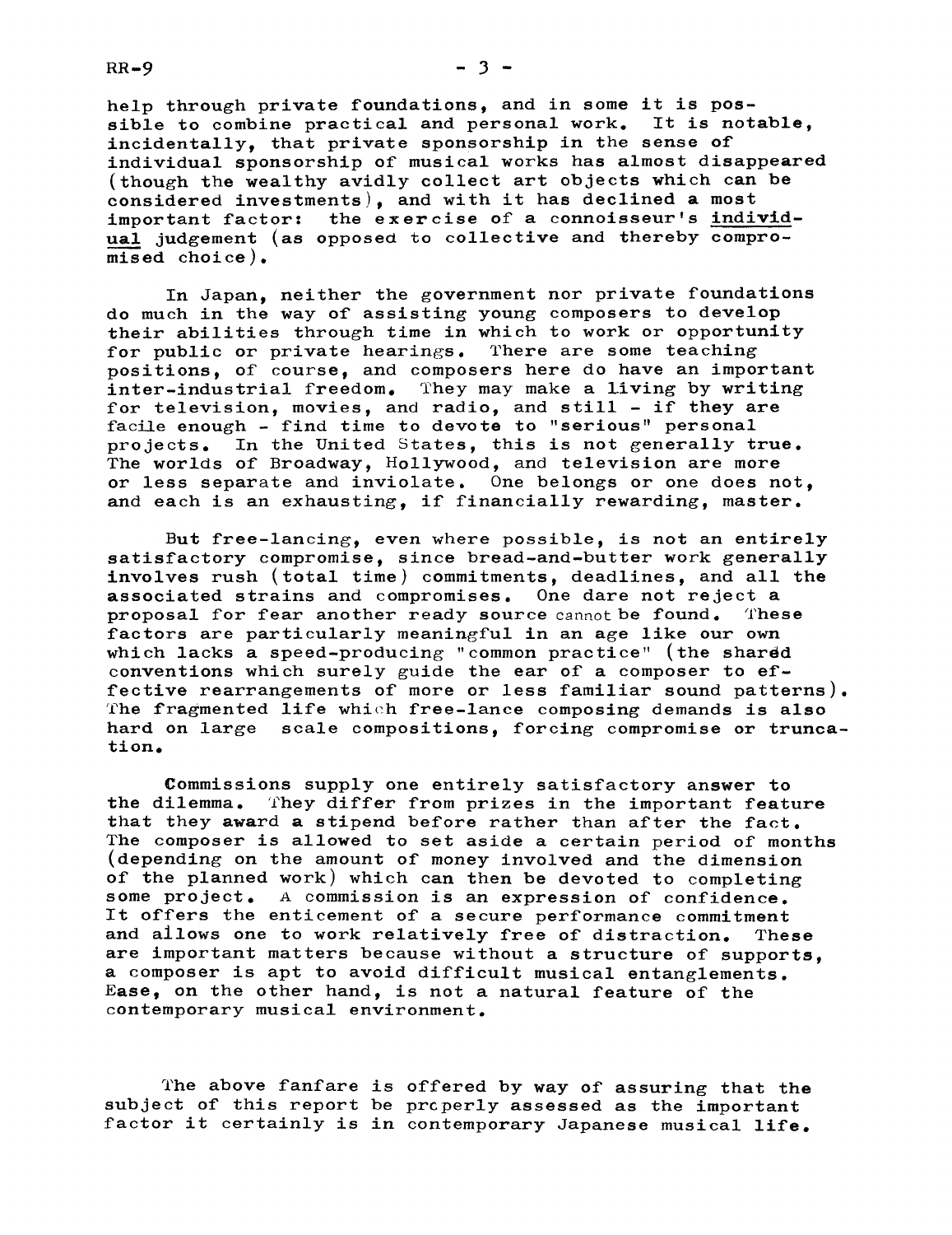help through private foundations, and in some it is possible to combine practical and personal work. It is notable, incidentally, that private sponsorship in the sense of individual sponsorship of musical works has almost disappeared (though the wealthy avidly collect art objects which can be considered investments), and with it has declined a most important factor: the exercise of a connoisseur's individual judgement (as opposed to collective and thereby compromised choice).

In Japan, neither the government nor private foundations do much in the way of assisting young composers to develop their abilities through time in which to work or opportunity for public or private hearings. There are some teaching positions, of course, and composers here do have an important inter-industrial freedom. They may make a living by writing for television, movies, and radio, and still - if they are facile enough - find time to devote to "serious" personal projects. In the United States, this is not generally true. The worlds of Broadway, Hollywood, and television are more or less separate and inviolate. One belongs or one does not, and each is an exhausting, if financially rewarding, master.

But free-lancing, even where possible, is not an entirely satisfactory compromise, since bread-and-butter work generally involves rush (total time) commitments, deadlines, and all the associated strains and compromises. One dare not reject a proposal for fear another ready source cannot be found. These factors are particularly meaningful in an age like our own which lacks a speed-producing "common practice" (the shared conventions which surely guide the ear of a composer to effective rearrangements of more or less familiar sound patterns). The fragmented life which free-lance composing demands is also hard on large scale compositions, forcing compromise or truncation.

Commissions supply one entirely satisfactory answer to the dilemma. They differ from prizes in the important feature that they award a stipend before rather than after the fact. The composer is allowed to set aside a certain period of months (depending on the amount of money involved and the dimension of the planned work) which can then be devoted to completing some project. A commission is an expression of confidence. It offers the enticement of a secure performance commitment and allows one to work relatively free of distraction. These are important matters because without a structure of supports, a composer is apt to avoid difficult musical entanglements. Ease, on the other hand, is not a natural feature of the contemporary musical environment.

The above fanfare is offered by way of assuring that the subject of this report be properly assessed as the important factor it certainly is in contemporary Japanese musical life.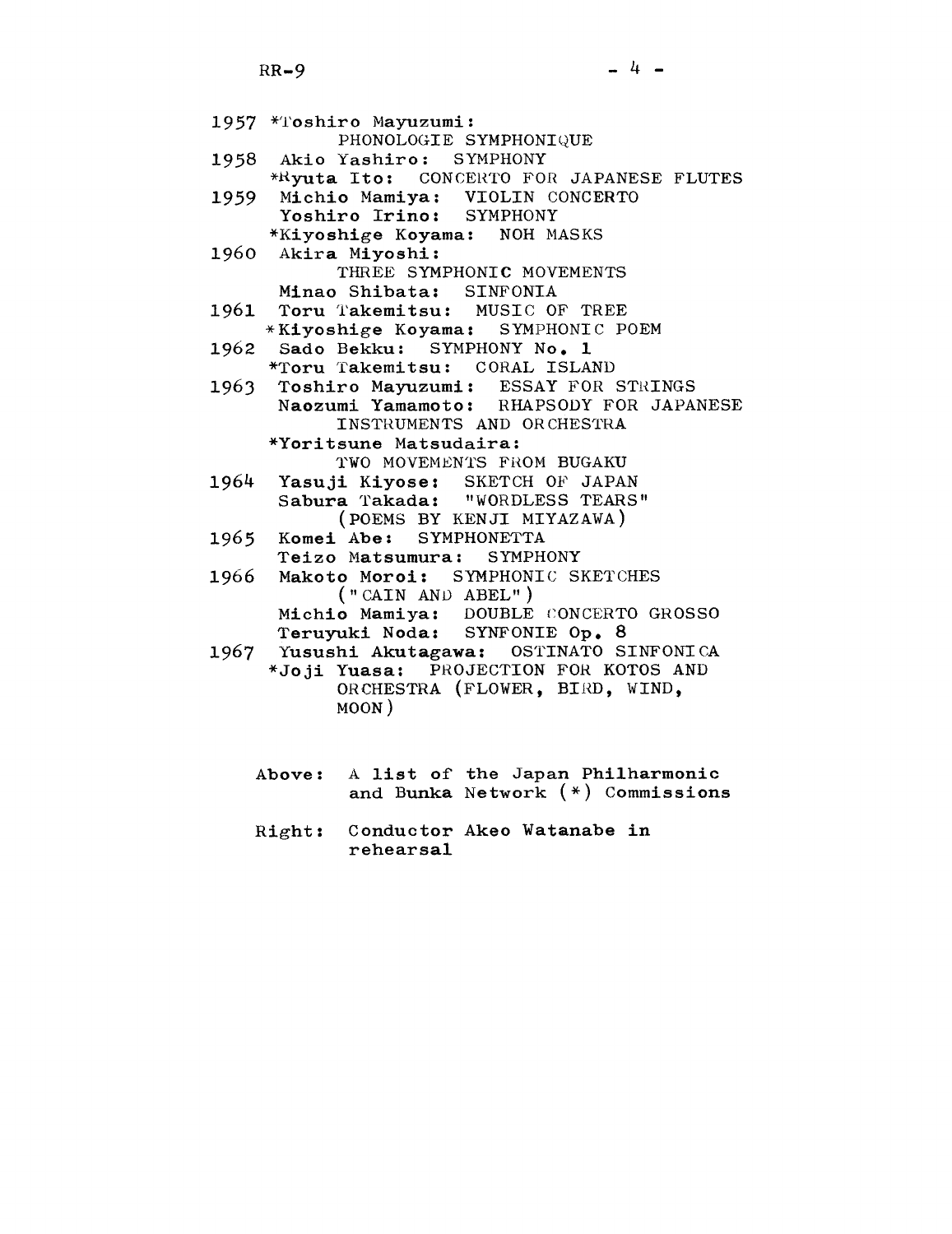1957 *Toshiro Mayuzumi:
PHONOLOGIE SYMPHONIQUE

1958 Akio Yashiro: SYMPHONY
*Ryuta Ito: CONCERTO FOR JAPANESE FLUTES

1959 Michio Mamiya: VIOLIN CONCERTO
Yoshiro Irino: SYMPHONY
*Kiyoshige Koyama: NOH MASKS

1960 Akira Miyoshi:
THREE SYMPHONIC MOVEMENTS
Minao Shibata: SINFONIA

1961 Toru Takemitsu: MUSIC OF TREE
*Kiyoshige Koyama: SYMPHONIC POEM

1962 Sado Bekku: SYMPHONY No. 1
*Toru Takemitsu: CORAL ISLAND

1963 Toshiro Mayuzumi: ESSAY FOR STRINGS
Naozumi Yamamoto: RHAPSODY FOR JAPANESE INSTRUMENTS AND ORCHESTRA
*Yoritsune Matsudaira:
TWO MOVEMENTS FROM BUGAKU

1964 Yasuji Kiyose: SKETCH OF JAPAN
Sabura Takada: "WORDLESS TEARS" (POEMS BY KENJI MIYAZAWA)

1965 Komei Abe: SYMPHONETTA
Teizo Matsumura: SYMPHONY

1966 Makoto Moroi: SYMPHONIC SKETCHES ("CAIN AND ABEL")
Michio Mamiya: DOUBLE CONCERTO GROSSO
Teruyuki Noda: SYNFONIE Op. 8

1967 Yusushi Akutagawa: OSTINATO SINFONICA
*Joji Yuasa: PROJECTION FOR KOTOS AND ORCHESTRA (FLOWER, BIRD, WIND, MOON)

Above: A list of the Japan Philharmonic and Bunka Network (*) Commissions

Right: Conductor Akeo Watanabe in rehearsal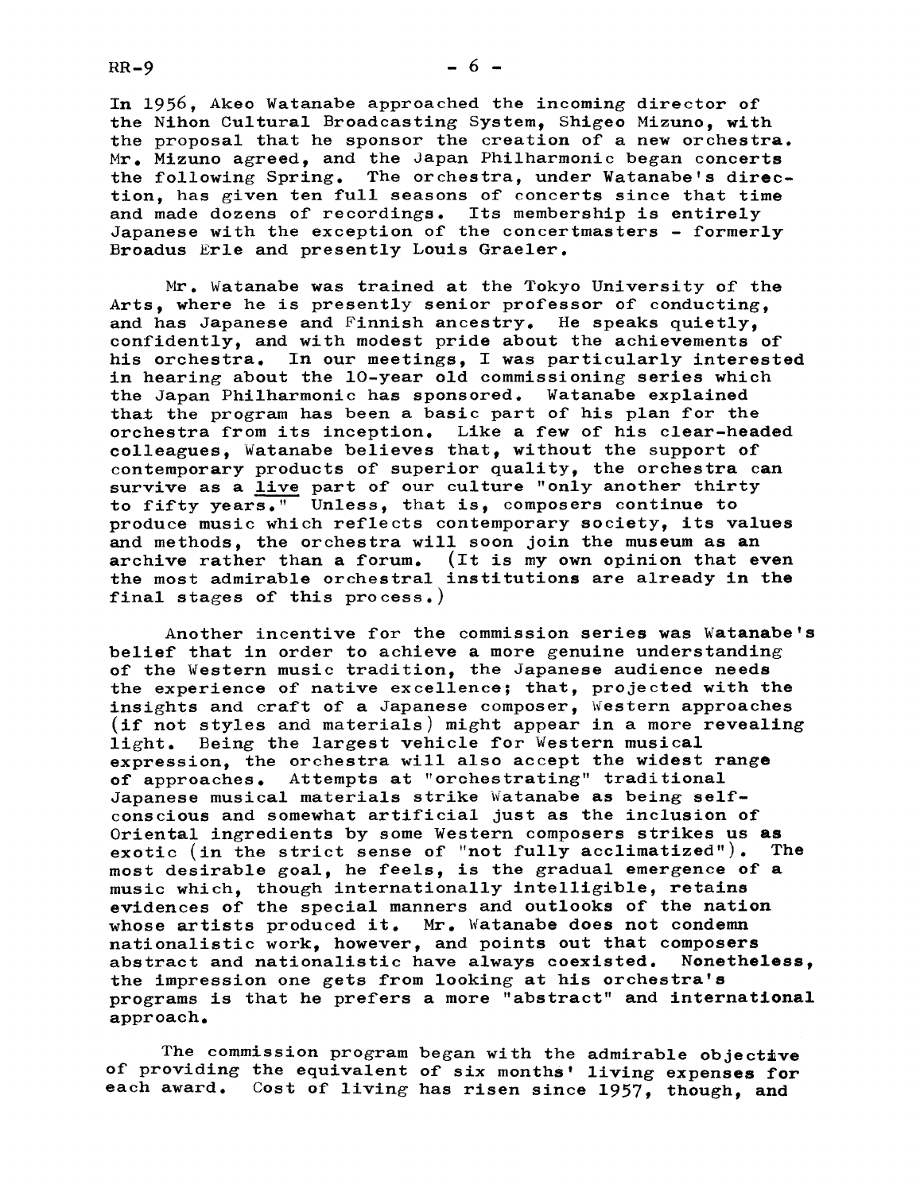In 1956, Akeo Watanabe approached the incoming director of the Nihon Cultural Broadcasting System, Shigeo Mizuno, with the proposal that he sponsor the creation of a new orchestra. Mr. Mizuno agreed, and the Japan Philharmonic began concerts the following Spring. The orchestra, under Watanabe's direction, has given ten full seasons of concerts since that time and made dozens of recordings. Its membership is entirely Japanese with the exception of the concertmasters - formerly Broadus Erle and presently Louis Graeler.

Mr. Watanabe was trained at the Tokyo University of the Arts, where he is presently senior professor of conducting, and has Japanese and Finnish ancestry. He speaks quietly, confidently, and with modest pride about the achievements of his orchestra. In our meetings, I was particularly interested in hearing about the 10-year old commissioning series which the Japan Philharmonic has sponsored. Watanabe explained that the program has been a basic part of his plan for the orchestra from its inception. Like a few of his clear-headed colleagues, Watanabe believes that, without the support of contemporary products of superior quality, the orchestra can survive as a live part of our culture "only another thirty to fifty years." Unless, that is, composers continue to produce music which reflects contemporary society, its values and methods, the orchestra will soon join the museum as an archive rather than a forum. (It is my own opinion that even the most admirable orchestral institutions are already in the final stages of this process.)

Another incentive for the commission series was Watanabe's belief that in order to achieve a more genuine understanding of the Western music tradition, the Japanese audience needs the experience of native excellence; that, projected with the insights and craft of a Japanese composer, Western approaches (if not styles and materials) might appear in a more revealing light. Being the largest vehicle for Western musical expression, the orchestra will also accept the widest range of approaches. Attempts at "orchestrating" traditional Japanese musical materials strike Watanabe as being self-conscious and somewhat artificial just as the inclusion of Oriental ingredients by some Western composers strikes us as exotic (in the strict sense of "not fully acclimatized"). The most desirable goal, he feels, is the gradual emergence of a music which, though internationally intelligible, retains evidences of the special manners and outlooks of the nation whose artists produced it. Mr. Watanabe does not condemn nationalistic work, however, and points out that composers abstract and nationalistic have always coexisted. Nonetheless, the impression one gets from looking at his orchestra's programs is that he prefers a more "abstract" and international approach.

The commission program began with the admirable objective of providing the equivalent of six months' living expenses for each award. Cost of living has risen since 1957, though, and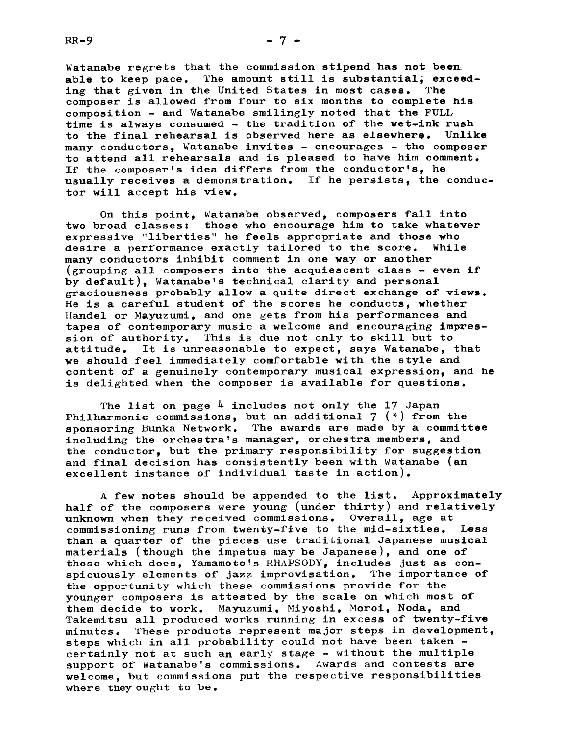Watanabe regrets that the commission stipend has not been able to keep pace. The amount still is substantial, exceeding that given in the United States in most cases. The composer is allowed from four to six months to complete his composition - and Watanabe smilingly noted that the FULL time is always consumed - the tradition of the wet-ink rush to the final rehearsal is observed here as elsewhere. Unlike many conductors, Watanabe invites - encourages - the composer to attend all rehearsals and is pleased to have him comment. If the composer's idea differs from the conductor's, he usually receives a demonstration. If he persists, the conductor will accept his view.

On this point, Watanabe observed, composers fall into two broad classes: those who encourage him to take whatever expressive "liberties" he feels appropriate and those who desire a performance exactly tailored to the score. While many conductors inhibit comment in one way or another (grouping all composers into the acquiescent class - even if by default), Watanabe's technical clarity and personal graciousness probably allow a quite direct exchange of views. He is a careful student of the scores he conducts, whether Handel or Mayuzumi, and one gets from his performances and tapes of contemporary music a welcome and encouraging impression of authority. This is due not only to skill but to attitude. It is unreasonable to expect, says Watanabe, that we should feel immediately comfortable with the style and content of a genuinely contemporary musical expression, and he is delighted when the composer is available for questions.

The list on page 4 includes not only the 17 Japan Philharmonic commissions, but an additional 7 (*) from the sponsoring Bunka Network. The awards are made by a committee including the orchestra's manager, orchestra members, and the conductor, but the primary responsibility for suggestion and final decision has consistently been with Watanabe (an excellent instance of individual taste in action).

A few notes should be appended to the list. Approximately half of the composers were young (under thirty) and relatively unknown when they received commissions. Overall, age at commissioning runs from twenty-five to the mid-sixties. Less than a quarter of the pieces use traditional Japanese musical materials (though the impetus may be Japanese), and one of those which does, Yamamoto's RHAPSODY, includes just as conspicuously elements of jazz improvisation. The importance of the opportunity which these commissions provide for the younger composers is attested by the scale on which most of them decide to work. Mayuzumi, Miyoshi, Moroi, Noda, and Takemitsu all produced works running in excess of twenty-five minutes. These products represent major steps in development, steps which in all probability could not have been taken - certainly not at such an early stage - without the multiple support of Watanabe's commissions. Awards and contests are welcome, but commissions put the respective responsibilities where they ought to be.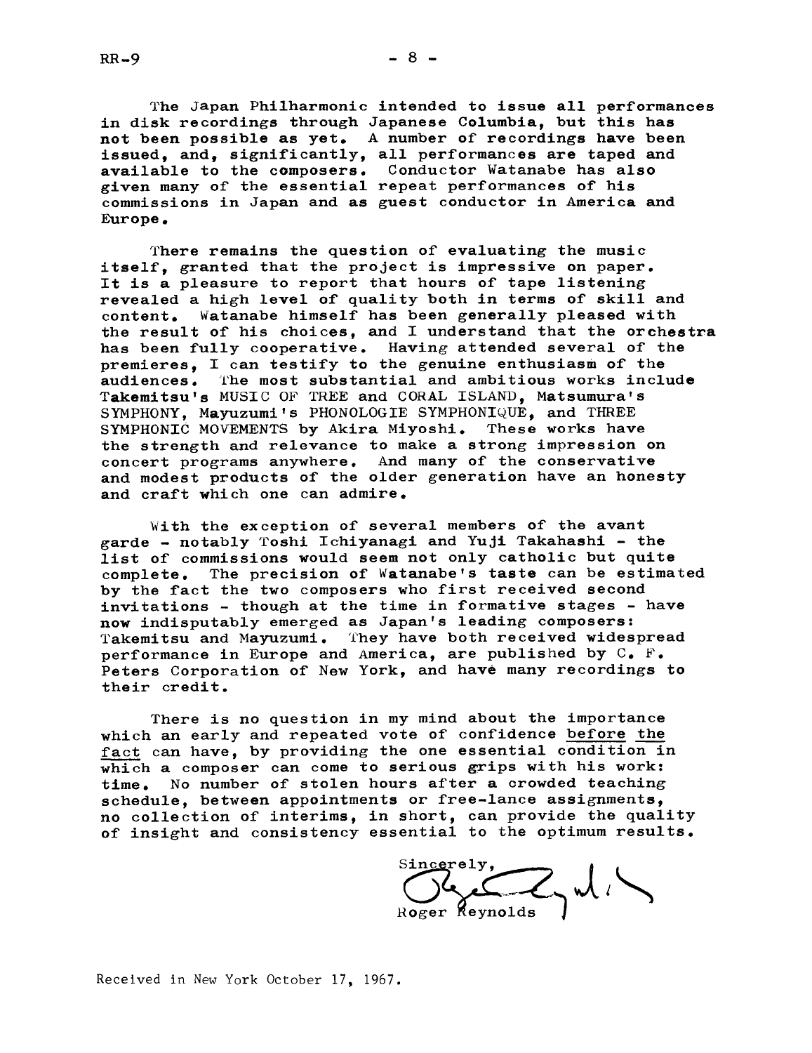The Japan Philharmonic intended to issue all performances in disk recordings through Japanese Columbia, but this has not been possible as yet. A number of recordings have been issued, and, significantly, all performances are taped and available to the composers. Conductor Watanabe has also given many of the essential repeat performances of his commissions in Japan and as guest conductor in America and Europe.

There remains the question of evaluating the music itself, granted that the project is impressive on paper. It is a pleasure to report that hours of tape listening revealed a high level of quality both in terms of skill and content. Watanabe himself has been generally pleased with the result of his choices, and I understand that the orchestra has been fully cooperative. Having attended several of the premieres, I can testify to the genuine enthusiasm of the audiences. The most substantial and ambitious works include Takemitsu's MUSIC OF TREE and CORAL ISLAND, Matsumura's SYMPHONY, Mayuzumi's PHONOLOGIE SYMPHONIQUE, and THREE SYMPHONIC MOVEMENTS by Akira Miyoshi. These works have the strength and relevance to make a strong impression on concert programs anywhere. And many of the conservative and modest products of the older generation have an honesty and craft which one can admire.

With the exception of several members of the avant garde - notably Toshi Ichiyanagi and Yuji Takahashi - the list of commissions would seem not only catholic but quite complete. The precision of Watanabe's taste can be estimated by the fact the two composers who first received second invitations - though at the time in formative stages - have now indisputably emerged as Japan's leading composers: Takemitsu and Mayuzumi. They have both received widespread performance in Europe and America, are published by C. F. Peters Corporation of New York, and have many recordings to their credit.

There is no question in my mind about the importance which an early and repeated vote of confidence before the fact can have, by providing the one essential condition in which a composer can come to serious grips with his work: time. No number of stolen hours after a crowded teaching schedule, between appointments or free-lance assignments, no collection of interims, in short, can provide the quality of insight and consistency essential to the optimum results.

Sincerely,

Roger Reynolds

Received in New York October 17, 1967.